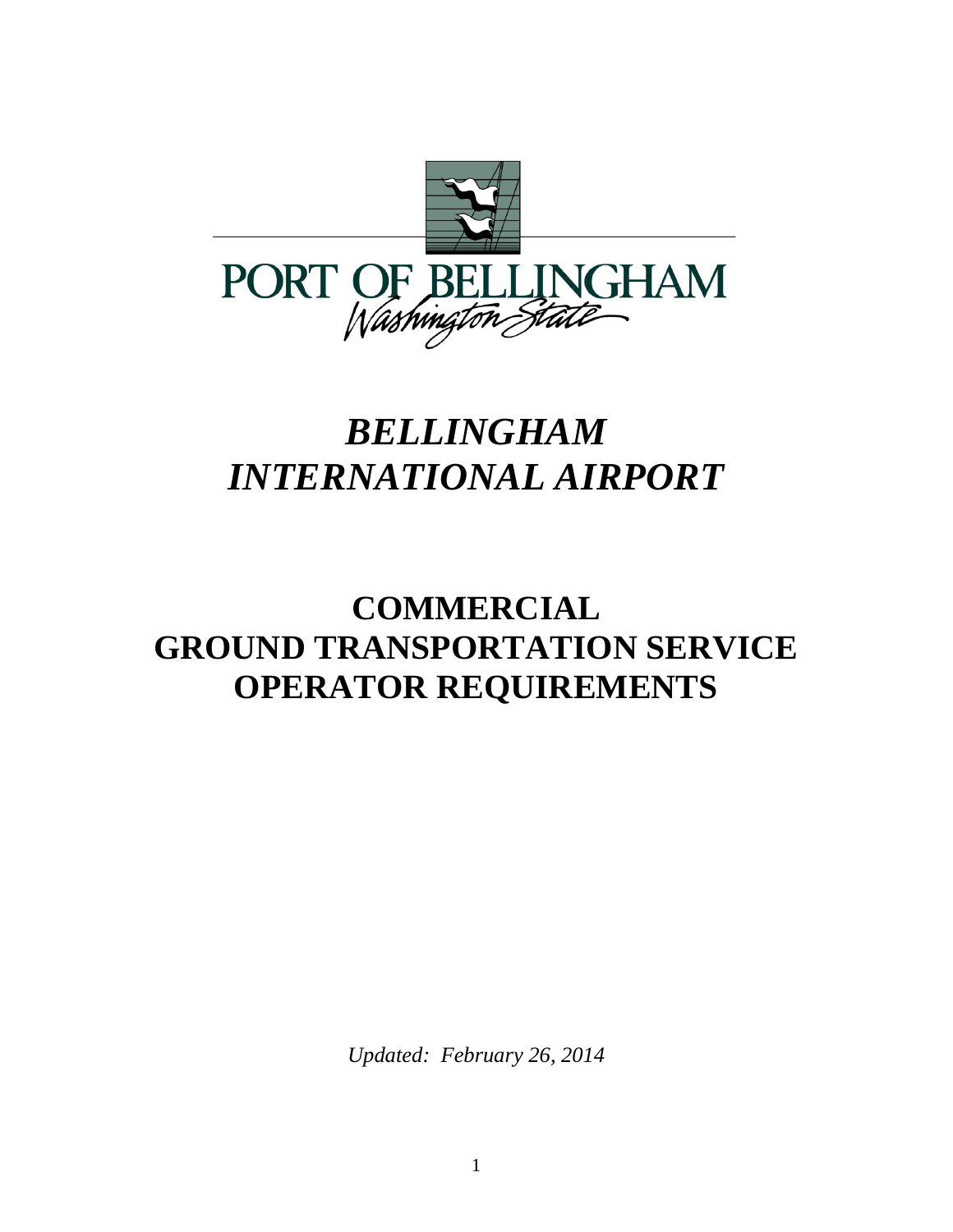PORT OF BELLINGHAM
Washington State

# *BELLINGHAM INTERNATIONAL AIRPORT*

# COMMERCIAL GROUND TRANSPORTATION SERVICE OPERATOR REQUIREMENTS

*Updated: February 26, 2014*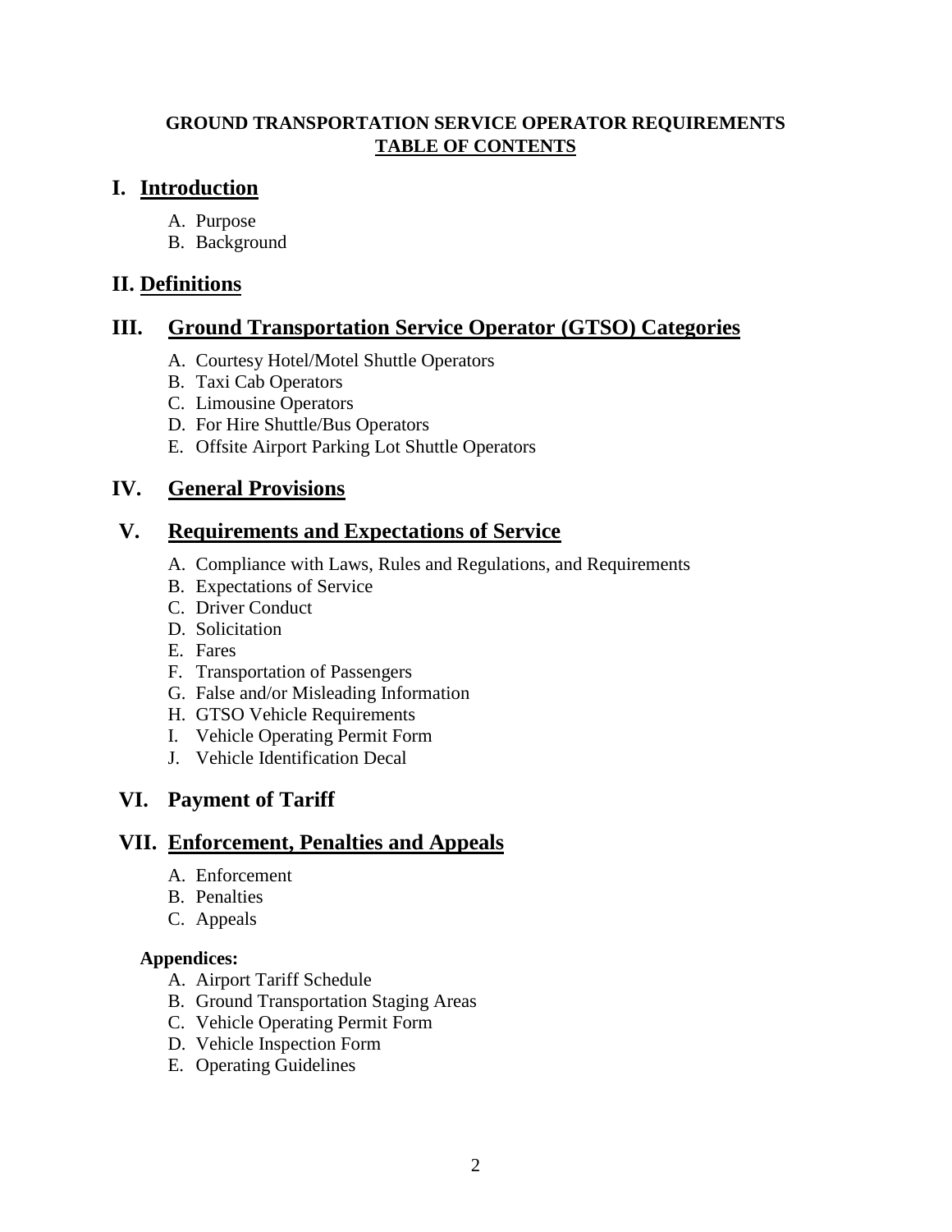**GROUND TRANSPORTATION SERVICE OPERATOR REQUIREMENTS**
**TABLE OF CONTENTS**

## I. Introduction

A. Purpose
B. Background

## II. Definitions

## III. Ground Transportation Service Operator (GTSO) Categories

A. Courtesy Hotel/Motel Shuttle Operators
B. Taxi Cab Operators
C. Limousine Operators
D. For Hire Shuttle/Bus Operators
E. Offsite Airport Parking Lot Shuttle Operators

## IV. General Provisions

## V. Requirements and Expectations of Service

A. Compliance with Laws, Rules and Regulations, and Requirements
B. Expectations of Service
C. Driver Conduct
D. Solicitation
E. Fares
F. Transportation of Passengers
G. False and/or Misleading Information
H. GTSO Vehicle Requirements
I. Vehicle Operating Permit Form
J. Vehicle Identification Decal

## VI. Payment of Tariff

## VII. Enforcement, Penalties and Appeals

A. Enforcement
B. Penalties
C. Appeals

**Appendices:**

A. Airport Tariff Schedule
B. Ground Transportation Staging Areas
C. Vehicle Operating Permit Form
D. Vehicle Inspection Form
E. Operating Guidelines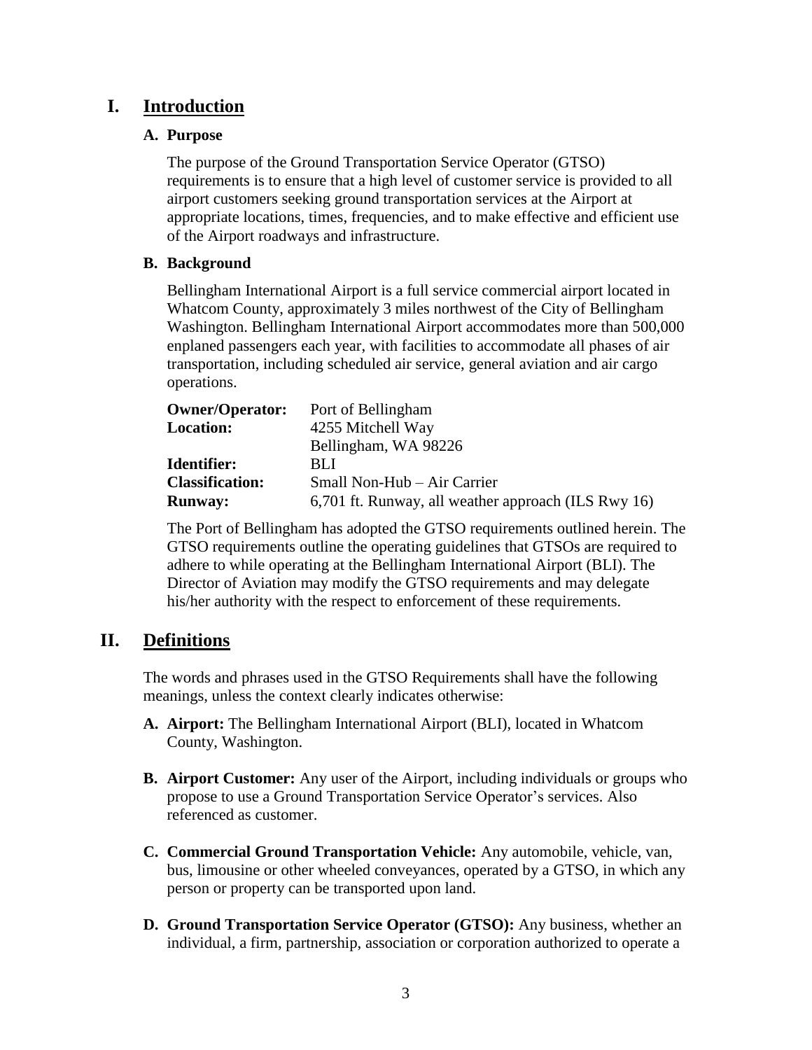# I. Introduction

### A. Purpose

The purpose of the Ground Transportation Service Operator (GTSO) requirements is to ensure that a high level of customer service is provided to all airport customers seeking ground transportation services at the Airport at appropriate locations, times, frequencies, and to make effective and efficient use of the Airport roadways and infrastructure.

### B. Background

Bellingham International Airport is a full service commercial airport located in Whatcom County, approximately 3 miles northwest of the City of Bellingham Washington. Bellingham International Airport accommodates more than 500,000 enplaned passengers each year, with facilities to accommodate all phases of air transportation, including scheduled air service, general aviation and air cargo operations.

| | |
|---|---|
| **Owner/Operator:** | Port of Bellingham |
| **Location:** | 4255 Mitchell Way<br>Bellingham, WA 98226 |
| **Identifier:** | BLI |
| **Classification:** | Small Non-Hub – Air Carrier |
| **Runway:** | 6,701 ft. Runway, all weather approach (ILS Rwy 16) |

The Port of Bellingham has adopted the GTSO requirements outlined herein. The GTSO requirements outline the operating guidelines that GTSOs are required to adhere to while operating at the Bellingham International Airport (BLI). The Director of Aviation may modify the GTSO requirements and may delegate his/her authority with the respect to enforcement of these requirements.

# II. Definitions

The words and phrases used in the GTSO Requirements shall have the following meanings, unless the context clearly indicates otherwise:

**A. Airport:** The Bellingham International Airport (BLI), located in Whatcom County, Washington.

**B. Airport Customer:** Any user of the Airport, including individuals or groups who propose to use a Ground Transportation Service Operator's services. Also referenced as customer.

**C. Commercial Ground Transportation Vehicle:** Any automobile, vehicle, van, bus, limousine or other wheeled conveyances, operated by a GTSO, in which any person or property can be transported upon land.

**D. Ground Transportation Service Operator (GTSO):** Any business, whether an individual, a firm, partnership, association or corporation authorized to operate a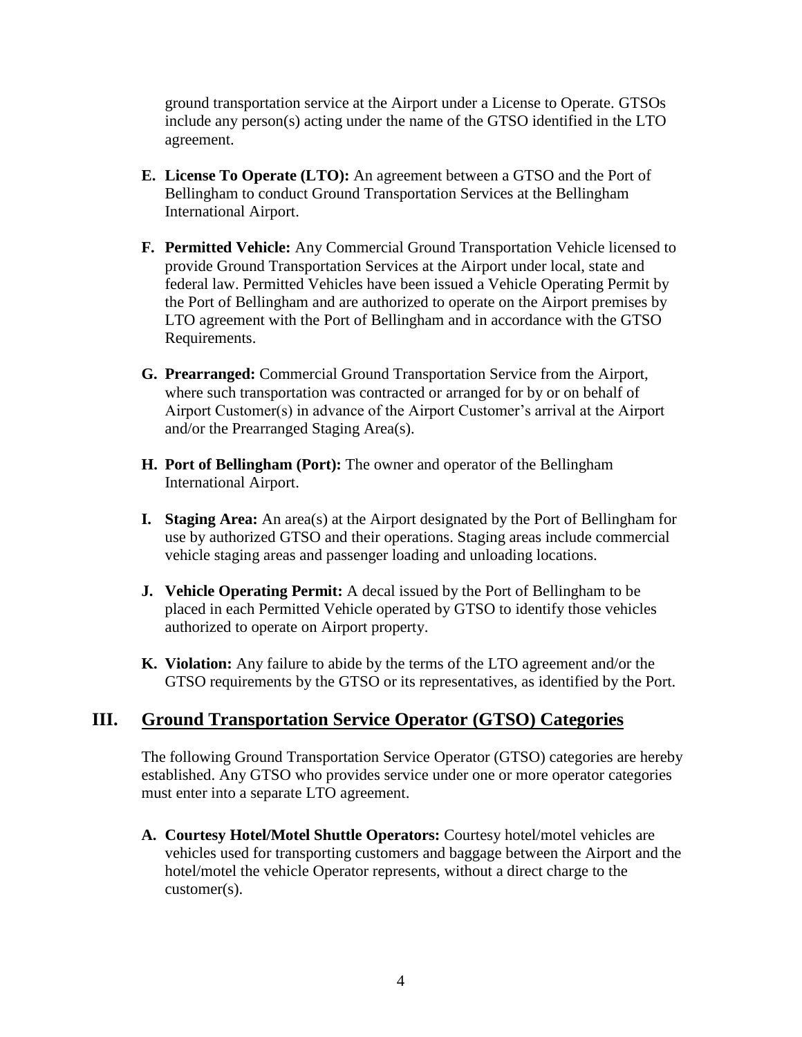ground transportation service at the Airport under a License to Operate. GTSOs include any person(s) acting under the name of the GTSO identified in the LTO agreement.

**E. License To Operate (LTO):** An agreement between a GTSO and the Port of Bellingham to conduct Ground Transportation Services at the Bellingham International Airport.

**F. Permitted Vehicle:** Any Commercial Ground Transportation Vehicle licensed to provide Ground Transportation Services at the Airport under local, state and federal law. Permitted Vehicles have been issued a Vehicle Operating Permit by the Port of Bellingham and are authorized to operate on the Airport premises by LTO agreement with the Port of Bellingham and in accordance with the GTSO Requirements.

**G. Prearranged:** Commercial Ground Transportation Service from the Airport, where such transportation was contracted or arranged for by or on behalf of Airport Customer(s) in advance of the Airport Customer's arrival at the Airport and/or the Prearranged Staging Area(s).

**H. Port of Bellingham (Port):** The owner and operator of the Bellingham International Airport.

**I. Staging Area:** An area(s) at the Airport designated by the Port of Bellingham for use by authorized GTSO and their operations. Staging areas include commercial vehicle staging areas and passenger loading and unloading locations.

**J. Vehicle Operating Permit:** A decal issued by the Port of Bellingham to be placed in each Permitted Vehicle operated by GTSO to identify those vehicles authorized to operate on Airport property.

**K. Violation:** Any failure to abide by the terms of the LTO agreement and/or the GTSO requirements by the GTSO or its representatives, as identified by the Port.

## III. Ground Transportation Service Operator (GTSO) Categories

The following Ground Transportation Service Operator (GTSO) categories are hereby established. Any GTSO who provides service under one or more operator categories must enter into a separate LTO agreement.

**A. Courtesy Hotel/Motel Shuttle Operators:** Courtesy hotel/motel vehicles are vehicles used for transporting customers and baggage between the Airport and the hotel/motel the vehicle Operator represents, without a direct charge to the customer(s).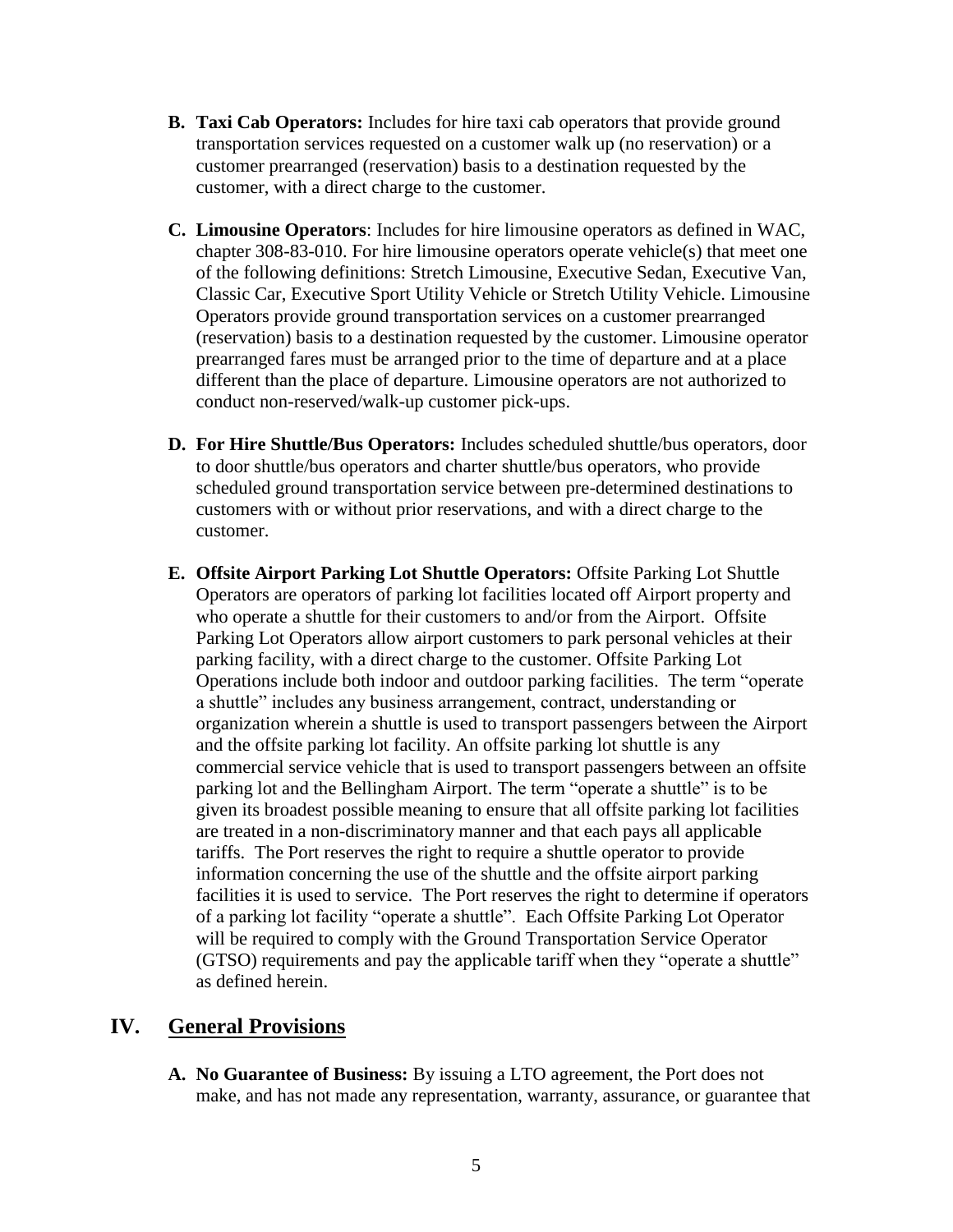**B. Taxi Cab Operators:** Includes for hire taxi cab operators that provide ground transportation services requested on a customer walk up (no reservation) or a customer prearranged (reservation) basis to a destination requested by the customer, with a direct charge to the customer.

**C. Limousine Operators**: Includes for hire limousine operators as defined in WAC, chapter 308-83-010. For hire limousine operators operate vehicle(s) that meet one of the following definitions: Stretch Limousine, Executive Sedan, Executive Van, Classic Car, Executive Sport Utility Vehicle or Stretch Utility Vehicle. Limousine Operators provide ground transportation services on a customer prearranged (reservation) basis to a destination requested by the customer. Limousine operator prearranged fares must be arranged prior to the time of departure and at a place different than the place of departure. Limousine operators are not authorized to conduct non-reserved/walk-up customer pick-ups.

**D. For Hire Shuttle/Bus Operators:** Includes scheduled shuttle/bus operators, door to door shuttle/bus operators and charter shuttle/bus operators, who provide scheduled ground transportation service between pre-determined destinations to customers with or without prior reservations, and with a direct charge to the customer.

**E. Offsite Airport Parking Lot Shuttle Operators:** Offsite Parking Lot Shuttle Operators are operators of parking lot facilities located off Airport property and who operate a shuttle for their customers to and/or from the Airport. Offsite Parking Lot Operators allow airport customers to park personal vehicles at their parking facility, with a direct charge to the customer. Offsite Parking Lot Operations include both indoor and outdoor parking facilities. The term "operate a shuttle" includes any business arrangement, contract, understanding or organization wherein a shuttle is used to transport passengers between the Airport and the offsite parking lot facility. An offsite parking lot shuttle is any commercial service vehicle that is used to transport passengers between an offsite parking lot and the Bellingham Airport. The term "operate a shuttle" is to be given its broadest possible meaning to ensure that all offsite parking lot facilities are treated in a non-discriminatory manner and that each pays all applicable tariffs. The Port reserves the right to require a shuttle operator to provide information concerning the use of the shuttle and the offsite airport parking facilities it is used to service. The Port reserves the right to determine if operators of a parking lot facility "operate a shuttle". Each Offsite Parking Lot Operator will be required to comply with the Ground Transportation Service Operator (GTSO) requirements and pay the applicable tariff when they "operate a shuttle" as defined herein.

## IV. General Provisions

**A. No Guarantee of Business:** By issuing a LTO agreement, the Port does not make, and has not made any representation, warranty, assurance, or guarantee that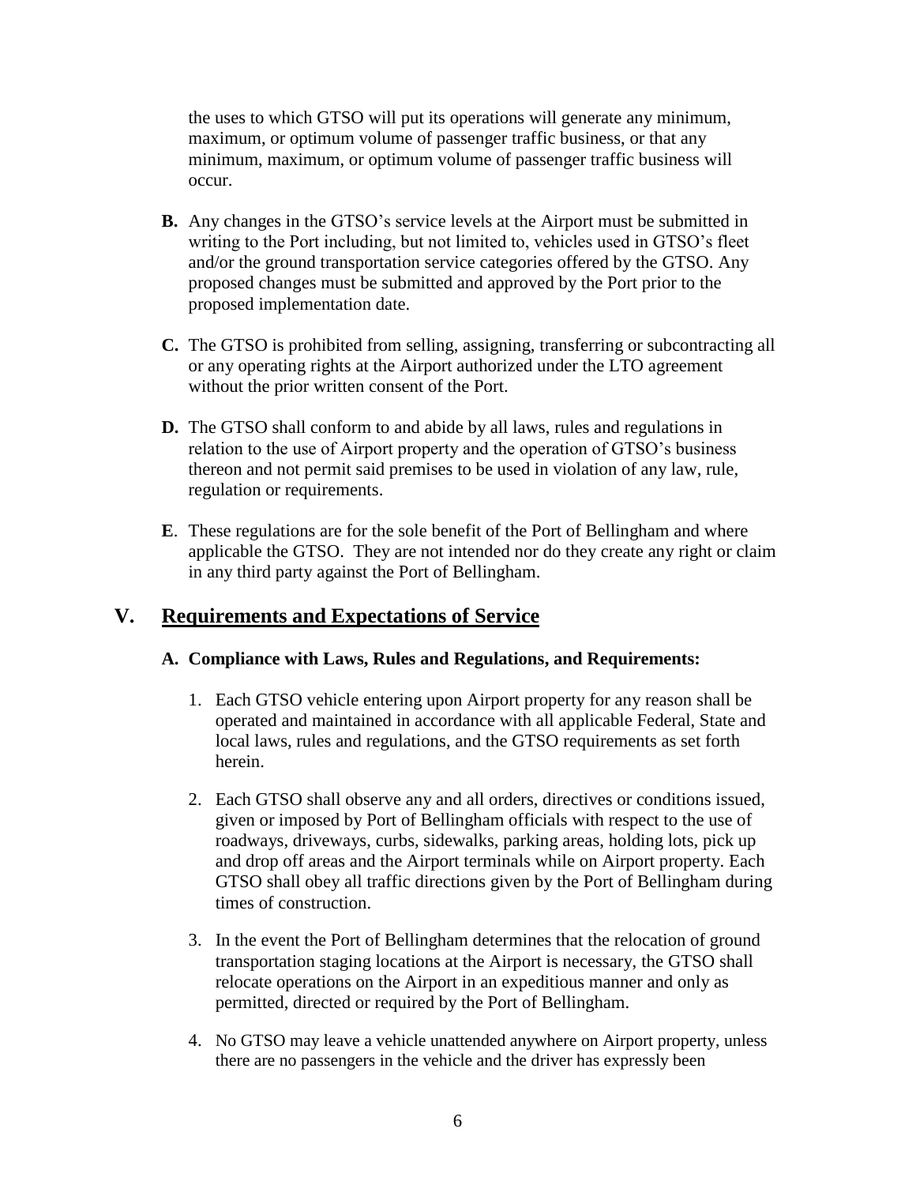the uses to which GTSO will put its operations will generate any minimum, maximum, or optimum volume of passenger traffic business, or that any minimum, maximum, or optimum volume of passenger traffic business will occur.

**B.** Any changes in the GTSO's service levels at the Airport must be submitted in writing to the Port including, but not limited to, vehicles used in GTSO's fleet and/or the ground transportation service categories offered by the GTSO. Any proposed changes must be submitted and approved by the Port prior to the proposed implementation date.

**C.** The GTSO is prohibited from selling, assigning, transferring or subcontracting all or any operating rights at the Airport authorized under the LTO agreement without the prior written consent of the Port.

**D.** The GTSO shall conform to and abide by all laws, rules and regulations in relation to the use of Airport property and the operation of GTSO's business thereon and not permit said premises to be used in violation of any law, rule, regulation or requirements.

**E**. These regulations are for the sole benefit of the Port of Bellingham and where applicable the GTSO. They are not intended nor do they create any right or claim in any third party against the Port of Bellingham.

## V. Requirements and Expectations of Service

### A. Compliance with Laws, Rules and Regulations, and Requirements:

1. Each GTSO vehicle entering upon Airport property for any reason shall be operated and maintained in accordance with all applicable Federal, State and local laws, rules and regulations, and the GTSO requirements as set forth herein.

2. Each GTSO shall observe any and all orders, directives or conditions issued, given or imposed by Port of Bellingham officials with respect to the use of roadways, driveways, curbs, sidewalks, parking areas, holding lots, pick up and drop off areas and the Airport terminals while on Airport property. Each GTSO shall obey all traffic directions given by the Port of Bellingham during times of construction.

3. In the event the Port of Bellingham determines that the relocation of ground transportation staging locations at the Airport is necessary, the GTSO shall relocate operations on the Airport in an expeditious manner and only as permitted, directed or required by the Port of Bellingham.

4. No GTSO may leave a vehicle unattended anywhere on Airport property, unless there are no passengers in the vehicle and the driver has expressly been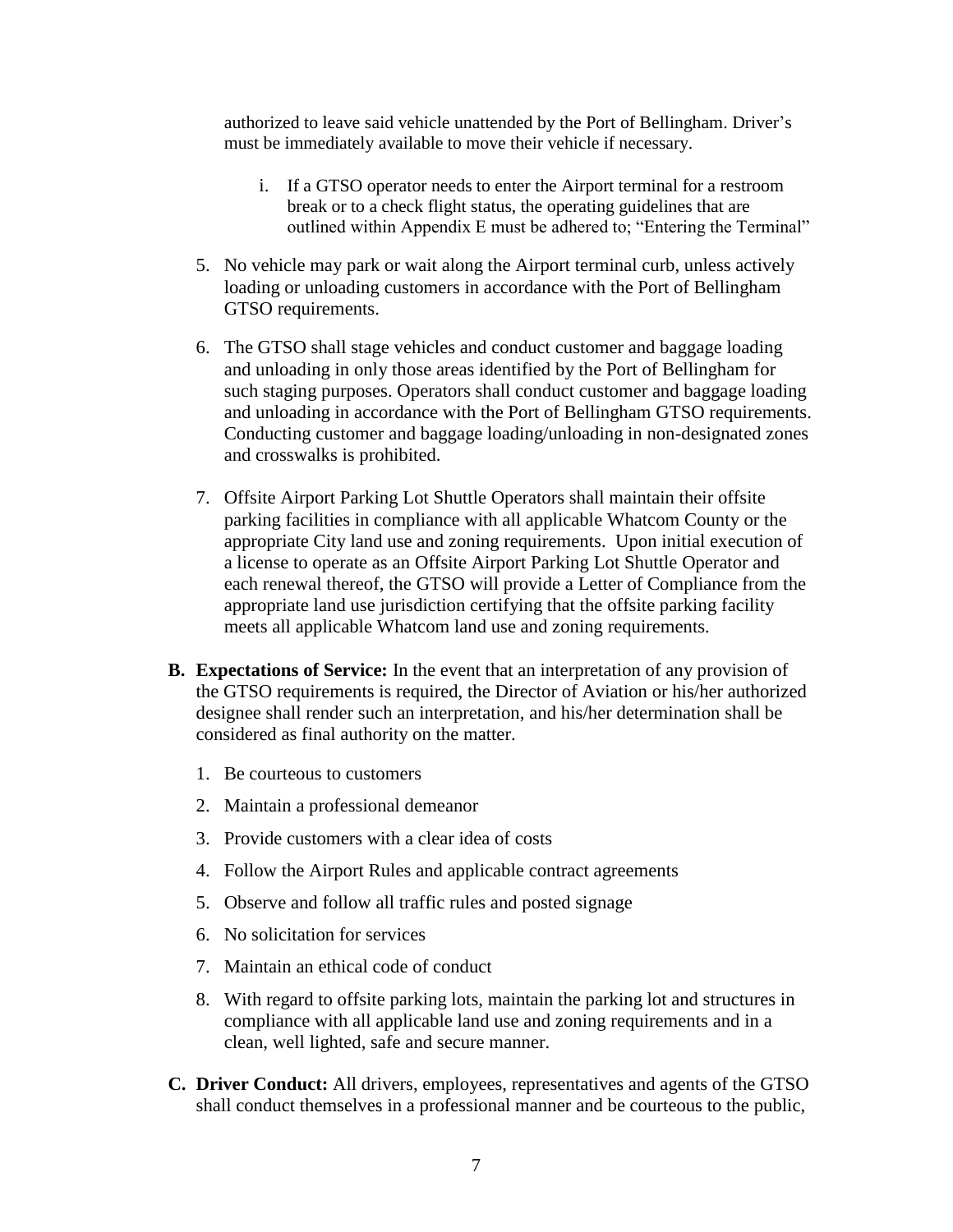authorized to leave said vehicle unattended by the Port of Bellingham. Driver's must be immediately available to move their vehicle if necessary.

i. If a GTSO operator needs to enter the Airport terminal for a restroom break or to a check flight status, the operating guidelines that are outlined within Appendix E must be adhered to; "Entering the Terminal"

5. No vehicle may park or wait along the Airport terminal curb, unless actively loading or unloading customers in accordance with the Port of Bellingham GTSO requirements.

6. The GTSO shall stage vehicles and conduct customer and baggage loading and unloading in only those areas identified by the Port of Bellingham for such staging purposes. Operators shall conduct customer and baggage loading and unloading in accordance with the Port of Bellingham GTSO requirements. Conducting customer and baggage loading/unloading in non-designated zones and crosswalks is prohibited.

7. Offsite Airport Parking Lot Shuttle Operators shall maintain their offsite parking facilities in compliance with all applicable Whatcom County or the appropriate City land use and zoning requirements. Upon initial execution of a license to operate as an Offsite Airport Parking Lot Shuttle Operator and each renewal thereof, the GTSO will provide a Letter of Compliance from the appropriate land use jurisdiction certifying that the offsite parking facility meets all applicable Whatcom land use and zoning requirements.

**B. Expectations of Service:** In the event that an interpretation of any provision of the GTSO requirements is required, the Director of Aviation or his/her authorized designee shall render such an interpretation, and his/her determination shall be considered as final authority on the matter.

1. Be courteous to customers
2. Maintain a professional demeanor
3. Provide customers with a clear idea of costs
4. Follow the Airport Rules and applicable contract agreements
5. Observe and follow all traffic rules and posted signage
6. No solicitation for services
7. Maintain an ethical code of conduct
8. With regard to offsite parking lots, maintain the parking lot and structures in compliance with all applicable land use and zoning requirements and in a clean, well lighted, safe and secure manner.

**C. Driver Conduct:** All drivers, employees, representatives and agents of the GTSO shall conduct themselves in a professional manner and be courteous to the public,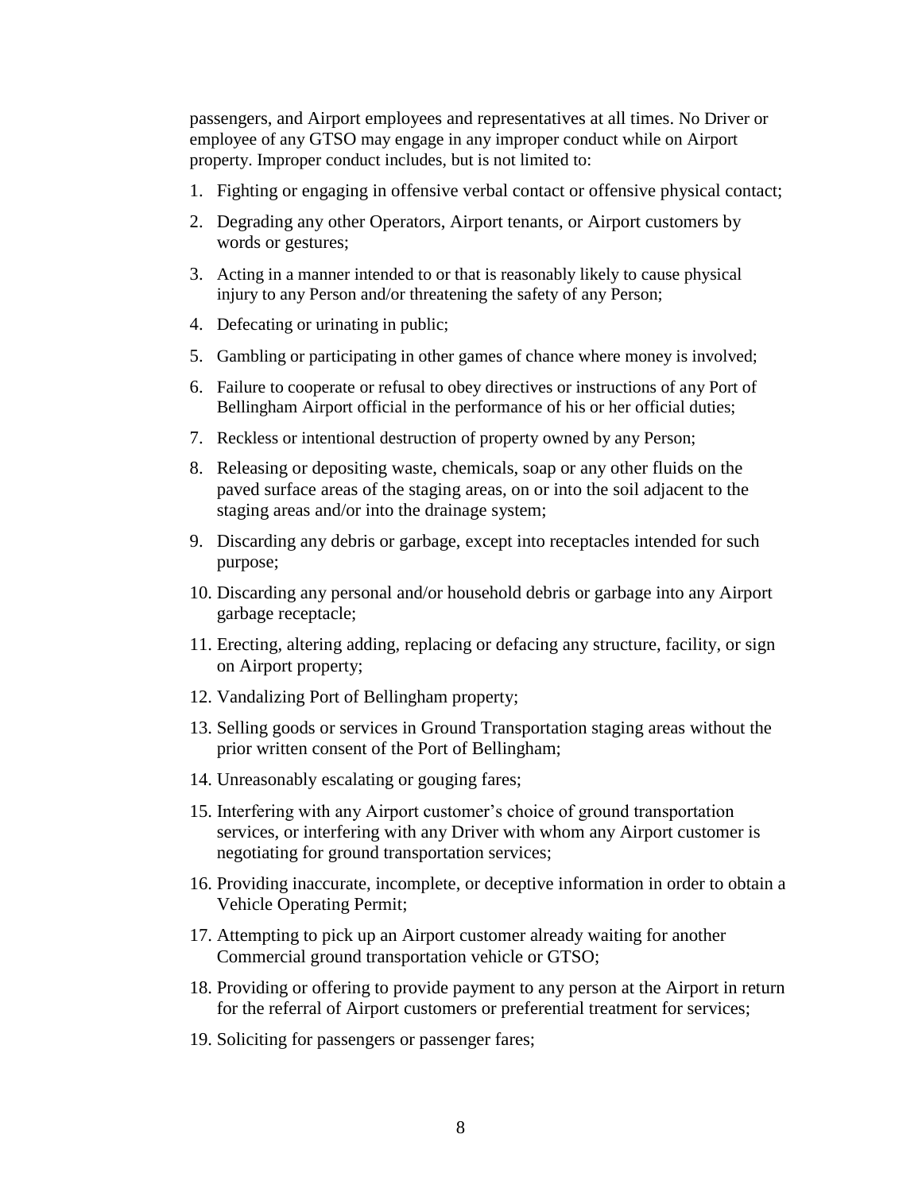passengers, and Airport employees and representatives at all times. No Driver or employee of any GTSO may engage in any improper conduct while on Airport property. Improper conduct includes, but is not limited to:

1. Fighting or engaging in offensive verbal contact or offensive physical contact;
2. Degrading any other Operators, Airport tenants, or Airport customers by words or gestures;
3. Acting in a manner intended to or that is reasonably likely to cause physical injury to any Person and/or threatening the safety of any Person;
4. Defecating or urinating in public;
5. Gambling or participating in other games of chance where money is involved;
6. Failure to cooperate or refusal to obey directives or instructions of any Port of Bellingham Airport official in the performance of his or her official duties;
7. Reckless or intentional destruction of property owned by any Person;
8. Releasing or depositing waste, chemicals, soap or any other fluids on the paved surface areas of the staging areas, on or into the soil adjacent to the staging areas and/or into the drainage system;
9. Discarding any debris or garbage, except into receptacles intended for such purpose;
10. Discarding any personal and/or household debris or garbage into any Airport garbage receptacle;
11. Erecting, altering adding, replacing or defacing any structure, facility, or sign on Airport property;
12. Vandalizing Port of Bellingham property;
13. Selling goods or services in Ground Transportation staging areas without the prior written consent of the Port of Bellingham;
14. Unreasonably escalating or gouging fares;
15. Interfering with any Airport customer's choice of ground transportation services, or interfering with any Driver with whom any Airport customer is negotiating for ground transportation services;
16. Providing inaccurate, incomplete, or deceptive information in order to obtain a Vehicle Operating Permit;
17. Attempting to pick up an Airport customer already waiting for another Commercial ground transportation vehicle or GTSO;
18. Providing or offering to provide payment to any person at the Airport in return for the referral of Airport customers or preferential treatment for services;
19. Soliciting for passengers or passenger fares;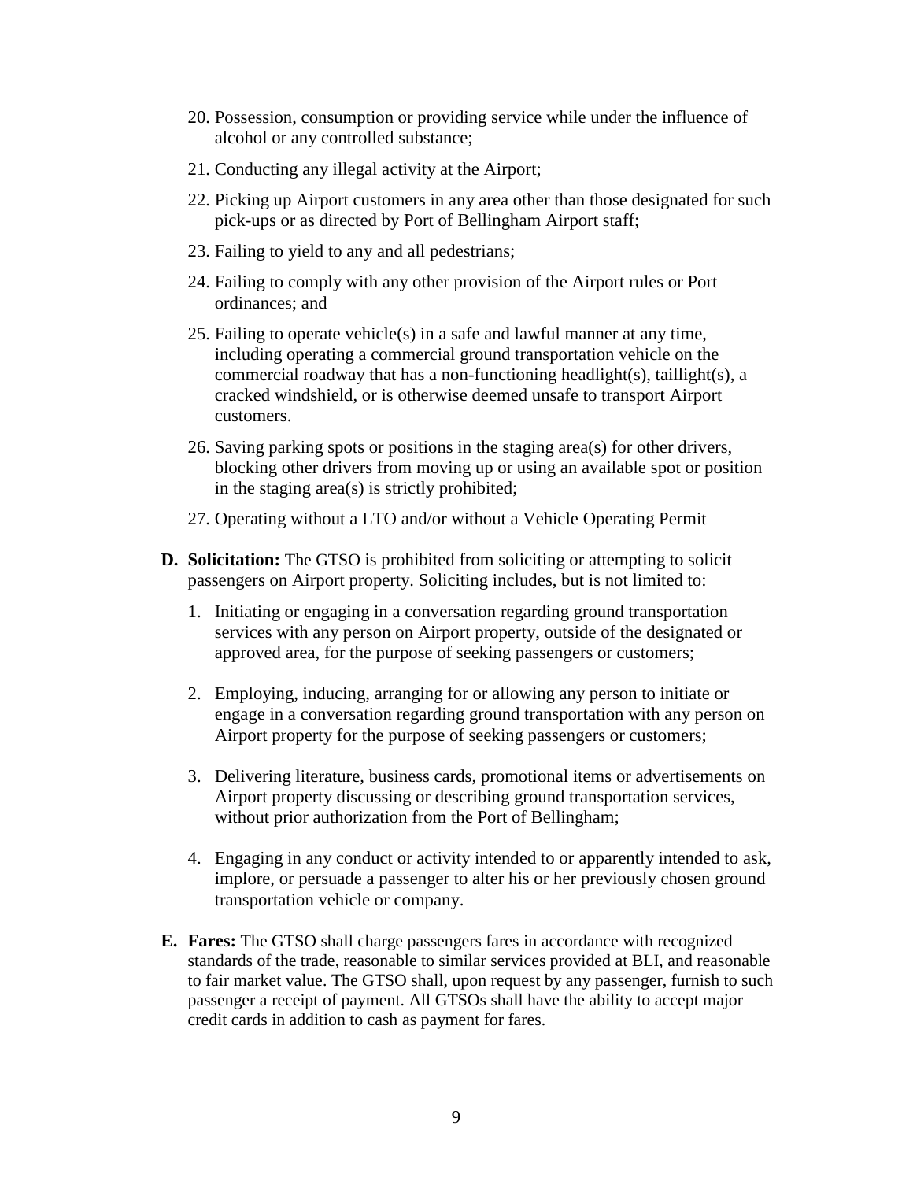20. Possession, consumption or providing service while under the influence of alcohol or any controlled substance;
21. Conducting any illegal activity at the Airport;
22. Picking up Airport customers in any area other than those designated for such pick-ups or as directed by Port of Bellingham Airport staff;
23. Failing to yield to any and all pedestrians;
24. Failing to comply with any other provision of the Airport rules or Port ordinances; and
25. Failing to operate vehicle(s) in a safe and lawful manner at any time, including operating a commercial ground transportation vehicle on the commercial roadway that has a non-functioning headlight(s), taillight(s), a cracked windshield, or is otherwise deemed unsafe to transport Airport customers.
26. Saving parking spots or positions in the staging area(s) for other drivers, blocking other drivers from moving up or using an available spot or position in the staging area(s) is strictly prohibited;
27. Operating without a LTO and/or without a Vehicle Operating Permit

**D. Solicitation:** The GTSO is prohibited from soliciting or attempting to solicit passengers on Airport property. Soliciting includes, but is not limited to:

1. Initiating or engaging in a conversation regarding ground transportation services with any person on Airport property, outside of the designated or approved area, for the purpose of seeking passengers or customers;
2. Employing, inducing, arranging for or allowing any person to initiate or engage in a conversation regarding ground transportation with any person on Airport property for the purpose of seeking passengers or customers;
3. Delivering literature, business cards, promotional items or advertisements on Airport property discussing or describing ground transportation services, without prior authorization from the Port of Bellingham;
4. Engaging in any conduct or activity intended to or apparently intended to ask, implore, or persuade a passenger to alter his or her previously chosen ground transportation vehicle or company.

**E. Fares:** The GTSO shall charge passengers fares in accordance with recognized standards of the trade, reasonable to similar services provided at BLI, and reasonable to fair market value. The GTSO shall, upon request by any passenger, furnish to such passenger a receipt of payment. All GTSOs shall have the ability to accept major credit cards in addition to cash as payment for fares.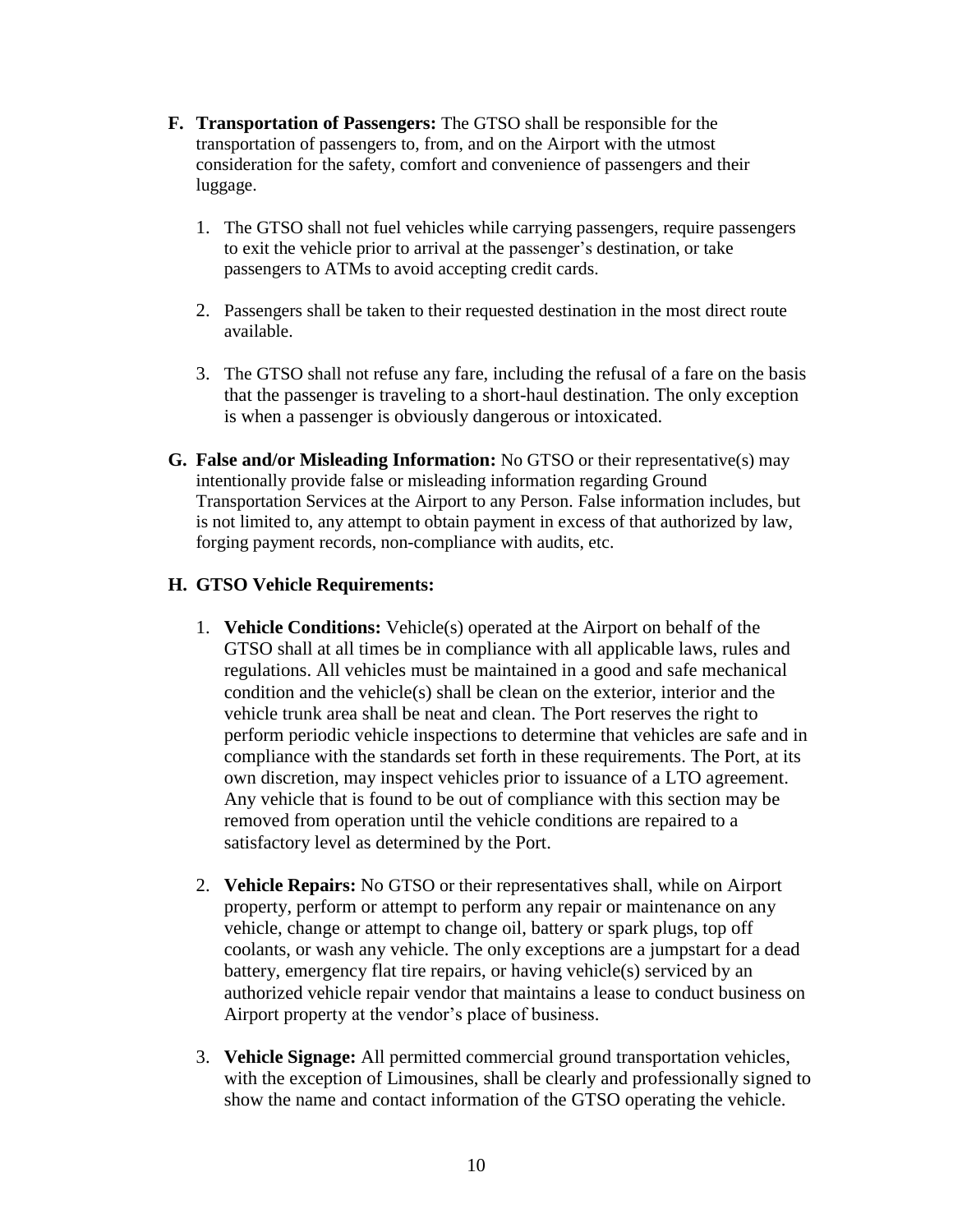**F. Transportation of Passengers:** The GTSO shall be responsible for the transportation of passengers to, from, and on the Airport with the utmost consideration for the safety, comfort and convenience of passengers and their luggage.

1. The GTSO shall not fuel vehicles while carrying passengers, require passengers to exit the vehicle prior to arrival at the passenger's destination, or take passengers to ATMs to avoid accepting credit cards.

2. Passengers shall be taken to their requested destination in the most direct route available.

3. The GTSO shall not refuse any fare, including the refusal of a fare on the basis that the passenger is traveling to a short-haul destination. The only exception is when a passenger is obviously dangerous or intoxicated.

**G. False and/or Misleading Information:** No GTSO or their representative(s) may intentionally provide false or misleading information regarding Ground Transportation Services at the Airport to any Person. False information includes, but is not limited to, any attempt to obtain payment in excess of that authorized by law, forging payment records, non-compliance with audits, etc.

**H. GTSO Vehicle Requirements:**

1. **Vehicle Conditions:** Vehicle(s) operated at the Airport on behalf of the GTSO shall at all times be in compliance with all applicable laws, rules and regulations. All vehicles must be maintained in a good and safe mechanical condition and the vehicle(s) shall be clean on the exterior, interior and the vehicle trunk area shall be neat and clean. The Port reserves the right to perform periodic vehicle inspections to determine that vehicles are safe and in compliance with the standards set forth in these requirements. The Port, at its own discretion, may inspect vehicles prior to issuance of a LTO agreement. Any vehicle that is found to be out of compliance with this section may be removed from operation until the vehicle conditions are repaired to a satisfactory level as determined by the Port.

2. **Vehicle Repairs:** No GTSO or their representatives shall, while on Airport property, perform or attempt to perform any repair or maintenance on any vehicle, change or attempt to change oil, battery or spark plugs, top off coolants, or wash any vehicle. The only exceptions are a jumpstart for a dead battery, emergency flat tire repairs, or having vehicle(s) serviced by an authorized vehicle repair vendor that maintains a lease to conduct business on Airport property at the vendor's place of business.

3. **Vehicle Signage:** All permitted commercial ground transportation vehicles, with the exception of Limousines, shall be clearly and professionally signed to show the name and contact information of the GTSO operating the vehicle.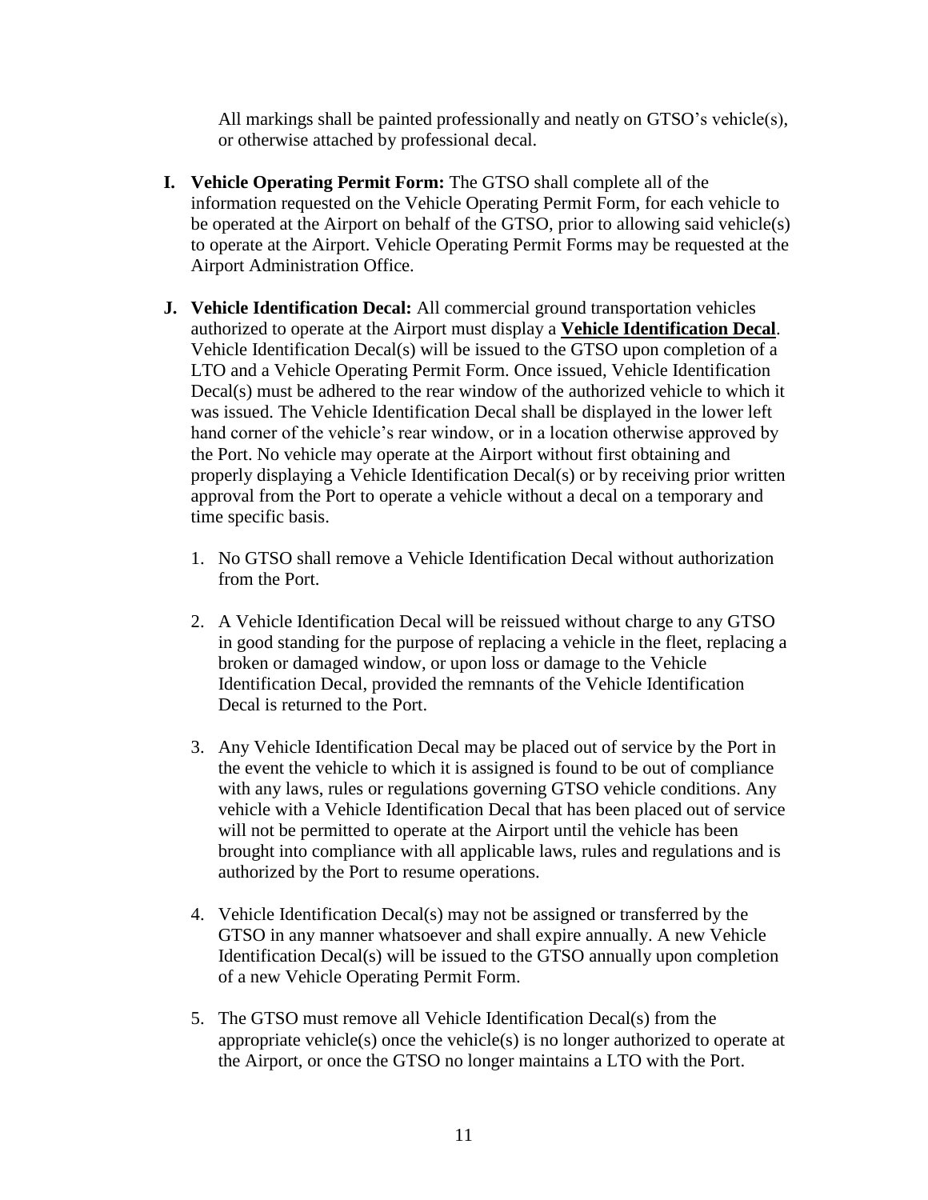All markings shall be painted professionally and neatly on GTSO's vehicle(s), or otherwise attached by professional decal.

**I. Vehicle Operating Permit Form:** The GTSO shall complete all of the information requested on the Vehicle Operating Permit Form, for each vehicle to be operated at the Airport on behalf of the GTSO, prior to allowing said vehicle(s) to operate at the Airport. Vehicle Operating Permit Forms may be requested at the Airport Administration Office.

**J. Vehicle Identification Decal:** All commercial ground transportation vehicles authorized to operate at the Airport must display a **<u>Vehicle Identification Decal</u>**. Vehicle Identification Decal(s) will be issued to the GTSO upon completion of a LTO and a Vehicle Operating Permit Form. Once issued, Vehicle Identification Decal(s) must be adhered to the rear window of the authorized vehicle to which it was issued. The Vehicle Identification Decal shall be displayed in the lower left hand corner of the vehicle's rear window, or in a location otherwise approved by the Port. No vehicle may operate at the Airport without first obtaining and properly displaying a Vehicle Identification Decal(s) or by receiving prior written approval from the Port to operate a vehicle without a decal on a temporary and time specific basis.

1. No GTSO shall remove a Vehicle Identification Decal without authorization from the Port.

2. A Vehicle Identification Decal will be reissued without charge to any GTSO in good standing for the purpose of replacing a vehicle in the fleet, replacing a broken or damaged window, or upon loss or damage to the Vehicle Identification Decal, provided the remnants of the Vehicle Identification Decal is returned to the Port.

3. Any Vehicle Identification Decal may be placed out of service by the Port in the event the vehicle to which it is assigned is found to be out of compliance with any laws, rules or regulations governing GTSO vehicle conditions. Any vehicle with a Vehicle Identification Decal that has been placed out of service will not be permitted to operate at the Airport until the vehicle has been brought into compliance with all applicable laws, rules and regulations and is authorized by the Port to resume operations.

4. Vehicle Identification Decal(s) may not be assigned or transferred by the GTSO in any manner whatsoever and shall expire annually. A new Vehicle Identification Decal(s) will be issued to the GTSO annually upon completion of a new Vehicle Operating Permit Form.

5. The GTSO must remove all Vehicle Identification Decal(s) from the appropriate vehicle(s) once the vehicle(s) is no longer authorized to operate at the Airport, or once the GTSO no longer maintains a LTO with the Port.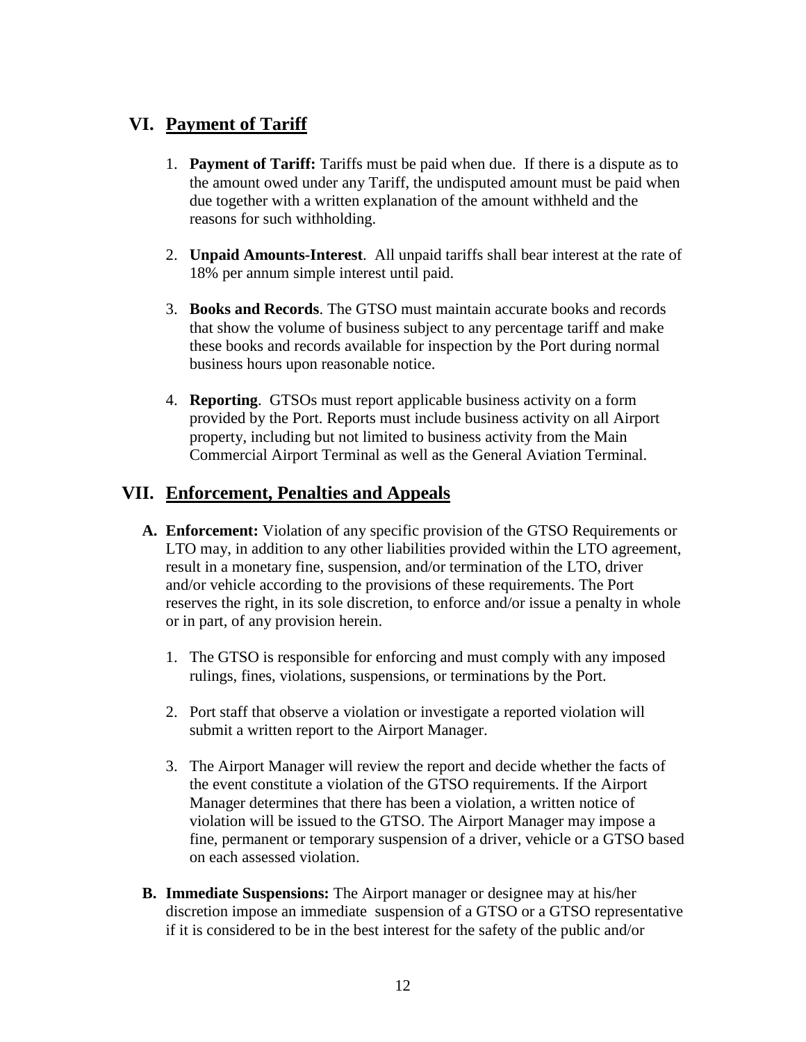## VI. Payment of Tariff

1. **Payment of Tariff:** Tariffs must be paid when due. If there is a dispute as to the amount owed under any Tariff, the undisputed amount must be paid when due together with a written explanation of the amount withheld and the reasons for such withholding.

2. **Unpaid Amounts-Interest**. All unpaid tariffs shall bear interest at the rate of 18% per annum simple interest until paid.

3. **Books and Records**. The GTSO must maintain accurate books and records that show the volume of business subject to any percentage tariff and make these books and records available for inspection by the Port during normal business hours upon reasonable notice.

4. **Reporting**. GTSOs must report applicable business activity on a form provided by the Port. Reports must include business activity on all Airport property, including but not limited to business activity from the Main Commercial Airport Terminal as well as the General Aviation Terminal.

## VII. Enforcement, Penalties and Appeals

**A. Enforcement:** Violation of any specific provision of the GTSO Requirements or LTO may, in addition to any other liabilities provided within the LTO agreement, result in a monetary fine, suspension, and/or termination of the LTO, driver and/or vehicle according to the provisions of these requirements. The Port reserves the right, in its sole discretion, to enforce and/or issue a penalty in whole or in part, of any provision herein.

1. The GTSO is responsible for enforcing and must comply with any imposed rulings, fines, violations, suspensions, or terminations by the Port.

2. Port staff that observe a violation or investigate a reported violation will submit a written report to the Airport Manager.

3. The Airport Manager will review the report and decide whether the facts of the event constitute a violation of the GTSO requirements. If the Airport Manager determines that there has been a violation, a written notice of violation will be issued to the GTSO. The Airport Manager may impose a fine, permanent or temporary suspension of a driver, vehicle or a GTSO based on each assessed violation.

**B. Immediate Suspensions:** The Airport manager or designee may at his/her discretion impose an immediate suspension of a GTSO or a GTSO representative if it is considered to be in the best interest for the safety of the public and/or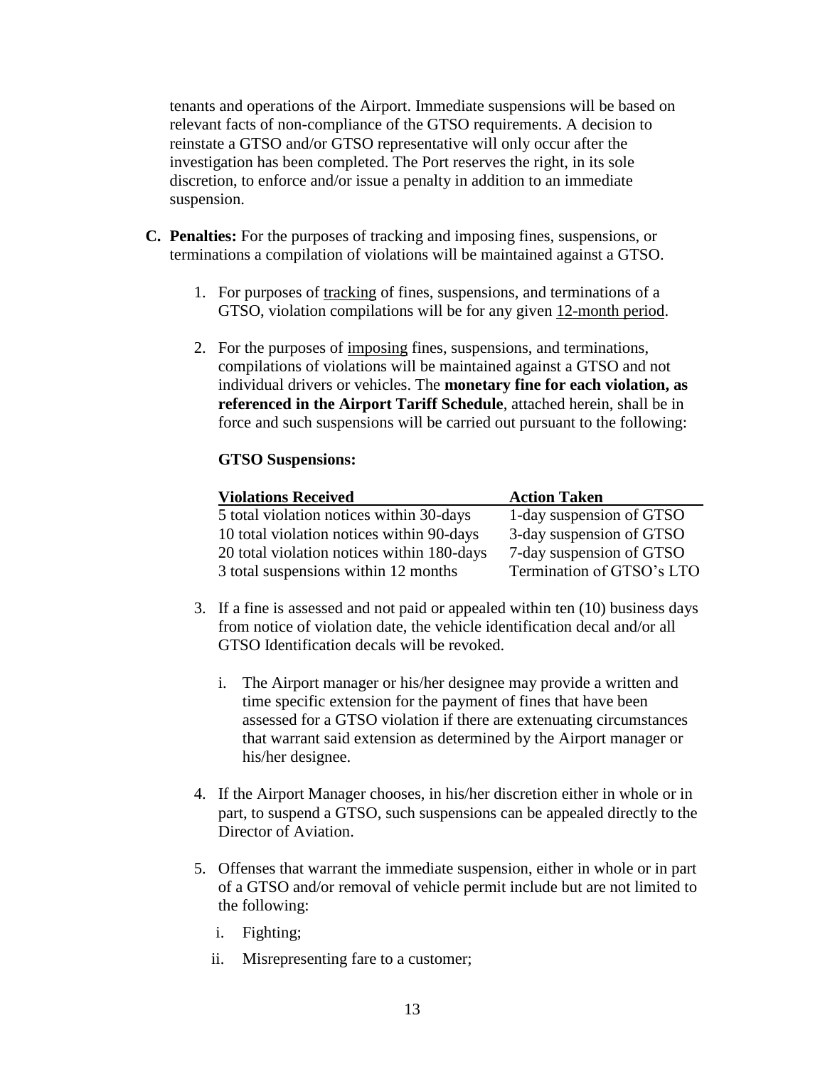tenants and operations of the Airport. Immediate suspensions will be based on relevant facts of non-compliance of the GTSO requirements. A decision to reinstate a GTSO and/or GTSO representative will only occur after the investigation has been completed. The Port reserves the right, in its sole discretion, to enforce and/or issue a penalty in addition to an immediate suspension.

**C. Penalties:** For the purposes of tracking and imposing fines, suspensions, or terminations a compilation of violations will be maintained against a GTSO.

1. For purposes of <u>tracking</u> of fines, suspensions, and terminations of a GTSO, violation compilations will be for any given <u>12-month period</u>.

2. For the purposes of <u>imposing</u> fines, suspensions, and terminations, compilations of violations will be maintained against a GTSO and not individual drivers or vehicles. The **monetary fine for each violation, as referenced in the Airport Tariff Schedule**, attached herein, shall be in force and such suspensions will be carried out pursuant to the following:

   **GTSO Suspensions:**

   | Violations Received | Action Taken |
   | --- | --- |
   | 5 total violation notices within 30-days | 1-day suspension of GTSO |
   | 10 total violation notices within 90-days | 3-day suspension of GTSO |
   | 20 total violation notices within 180-days | 7-day suspension of GTSO |
   | 3 total suspensions within 12 months | Termination of GTSO's LTO |

3. If a fine is assessed and not paid or appealed within ten (10) business days from notice of violation date, the vehicle identification decal and/or all GTSO Identification decals will be revoked.

   i. The Airport manager or his/her designee may provide a written and time specific extension for the payment of fines that have been assessed for a GTSO violation if there are extenuating circumstances that warrant said extension as determined by the Airport manager or his/her designee.

4. If the Airport Manager chooses, in his/her discretion either in whole or in part, to suspend a GTSO, such suspensions can be appealed directly to the Director of Aviation.

5. Offenses that warrant the immediate suspension, either in whole or in part of a GTSO and/or removal of vehicle permit include but are not limited to the following:

   i. Fighting;

   ii. Misrepresenting fare to a customer;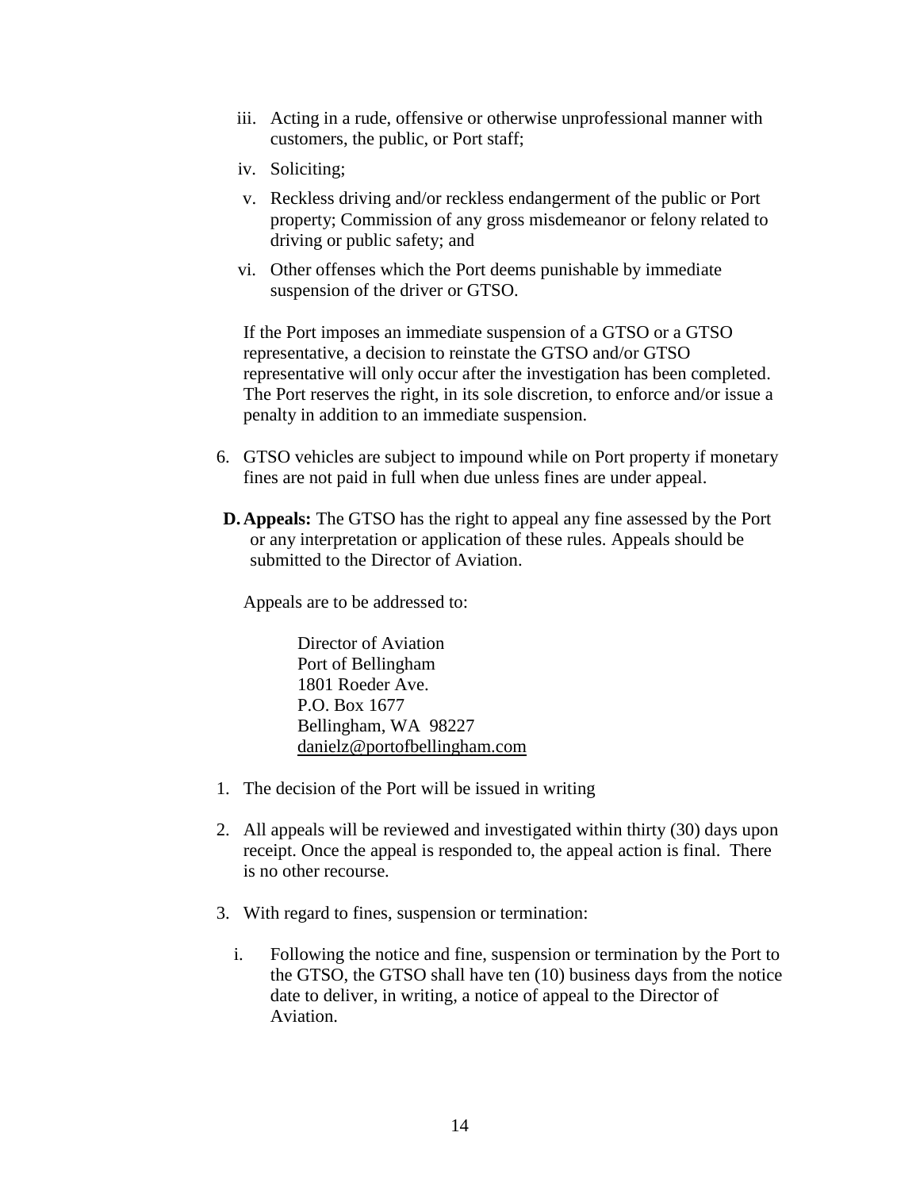iii. Acting in a rude, offensive or otherwise unprofessional manner with customers, the public, or Port staff;

iv. Soliciting;

v. Reckless driving and/or reckless endangerment of the public or Port property; Commission of any gross misdemeanor or felony related to driving or public safety; and

vi. Other offenses which the Port deems punishable by immediate suspension of the driver or GTSO.

If the Port imposes an immediate suspension of a GTSO or a GTSO representative, a decision to reinstate the GTSO and/or GTSO representative will only occur after the investigation has been completed. The Port reserves the right, in its sole discretion, to enforce and/or issue a penalty in addition to an immediate suspension.

6. GTSO vehicles are subject to impound while on Port property if monetary fines are not paid in full when due unless fines are under appeal.

**D. Appeals:** The GTSO has the right to appeal any fine assessed by the Port or any interpretation or application of these rules. Appeals should be submitted to the Director of Aviation.

Appeals are to be addressed to:

Director of Aviation
Port of Bellingham
1801 Roeder Ave.
P.O. Box 1677
Bellingham, WA 98227
danielz@portofbellingham.com

1. The decision of the Port will be issued in writing

2. All appeals will be reviewed and investigated within thirty (30) days upon receipt. Once the appeal is responded to, the appeal action is final. There is no other recourse.

3. With regard to fines, suspension or termination:

   i. Following the notice and fine, suspension or termination by the Port to the GTSO, the GTSO shall have ten (10) business days from the notice date to deliver, in writing, a notice of appeal to the Director of Aviation.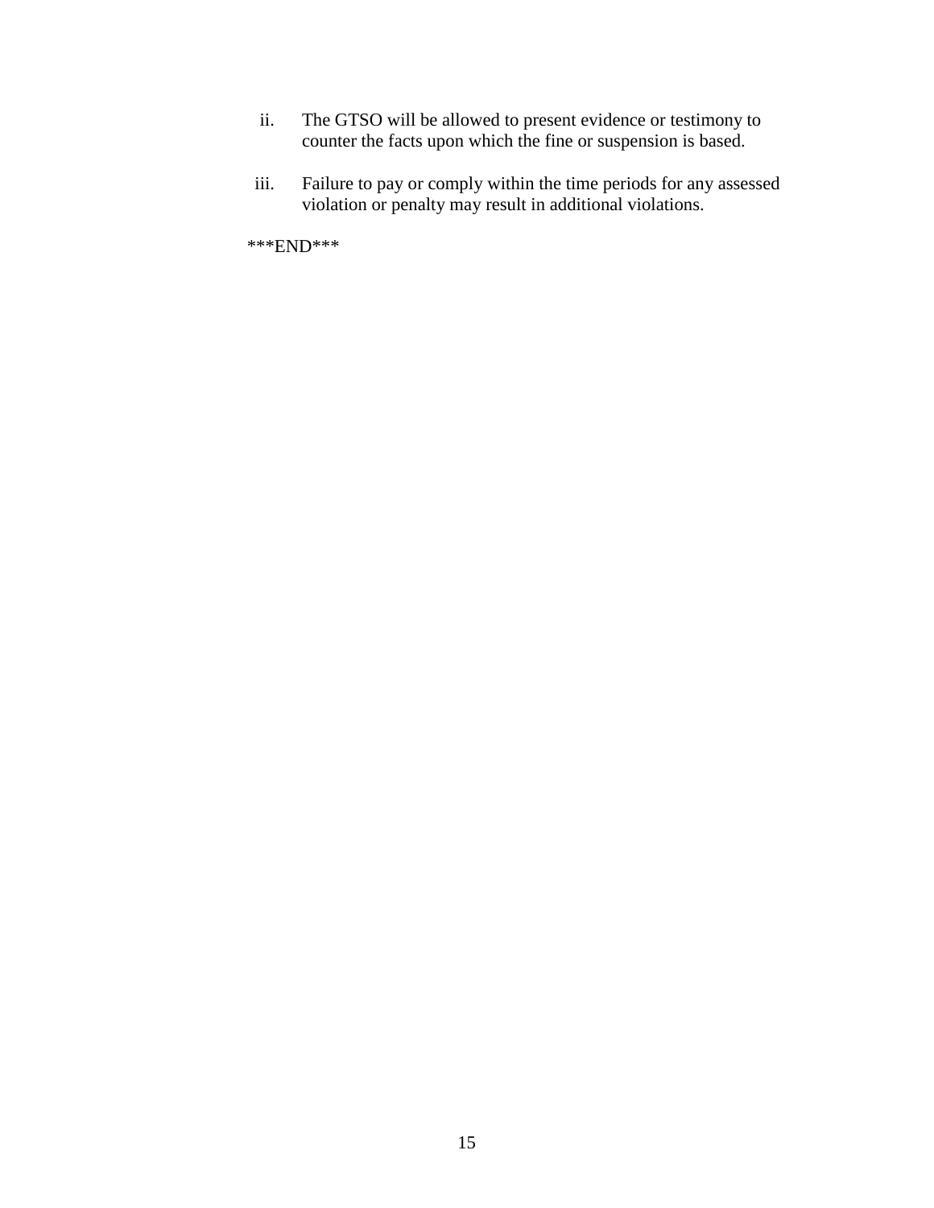ii. The GTSO will be allowed to present evidence or testimony to counter the facts upon which the fine or suspension is based.

iii. Failure to pay or comply within the time periods for any assessed violation or penalty may result in additional violations.

***END***